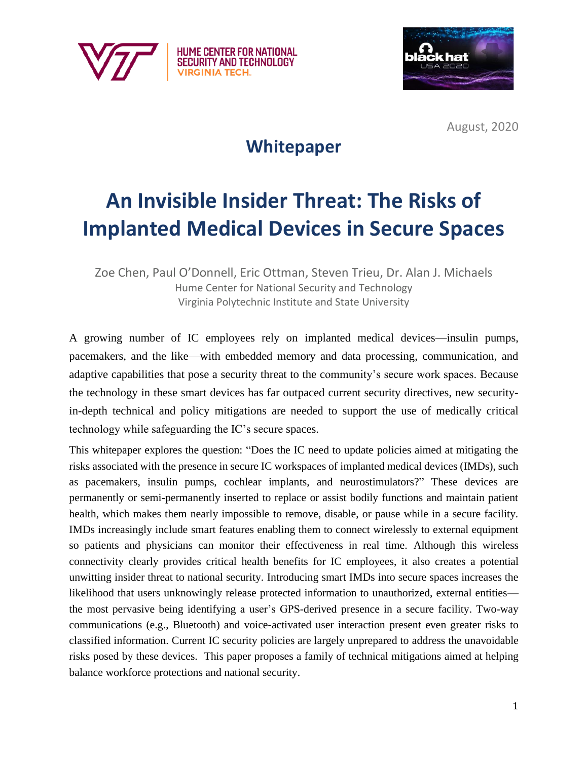HUME CENTER FOR NATIONAL SECURITY AND TECHNOLOGY
VIRGINIA TECH.

August, 2020

## Whitepaper

# An Invisible Insider Threat: The Risks of Implanted Medical Devices in Secure Spaces

Zoe Chen, Paul O'Donnell, Eric Ottman, Steven Trieu, Dr. Alan J. Michaels
Hume Center for National Security and Technology
Virginia Polytechnic Institute and State University

A growing number of IC employees rely on implanted medical devices—insulin pumps, pacemakers, and the like—with embedded memory and data processing, communication, and adaptive capabilities that pose a security threat to the community's secure work spaces. Because the technology in these smart devices has far outpaced current security directives, new security-in-depth technical and policy mitigations are needed to support the use of medically critical technology while safeguarding the IC's secure spaces.

This whitepaper explores the question: "Does the IC need to update policies aimed at mitigating the risks associated with the presence in secure IC workspaces of implanted medical devices (IMDs), such as pacemakers, insulin pumps, cochlear implants, and neurostimulators?" These devices are permanently or semi-permanently inserted to replace or assist bodily functions and maintain patient health, which makes them nearly impossible to remove, disable, or pause while in a secure facility. IMDs increasingly include smart features enabling them to connect wirelessly to external equipment so patients and physicians can monitor their effectiveness in real time. Although this wireless connectivity clearly provides critical health benefits for IC employees, it also creates a potential unwitting insider threat to national security. Introducing smart IMDs into secure spaces increases the likelihood that users unknowingly release protected information to unauthorized, external entities—the most pervasive being identifying a user's GPS-derived presence in a secure facility. Two-way communications (e.g., Bluetooth) and voice-activated user interaction present even greater risks to classified information. Current IC security policies are largely unprepared to address the unavoidable risks posed by these devices. This paper proposes a family of technical mitigations aimed at helping balance workforce protections and national security.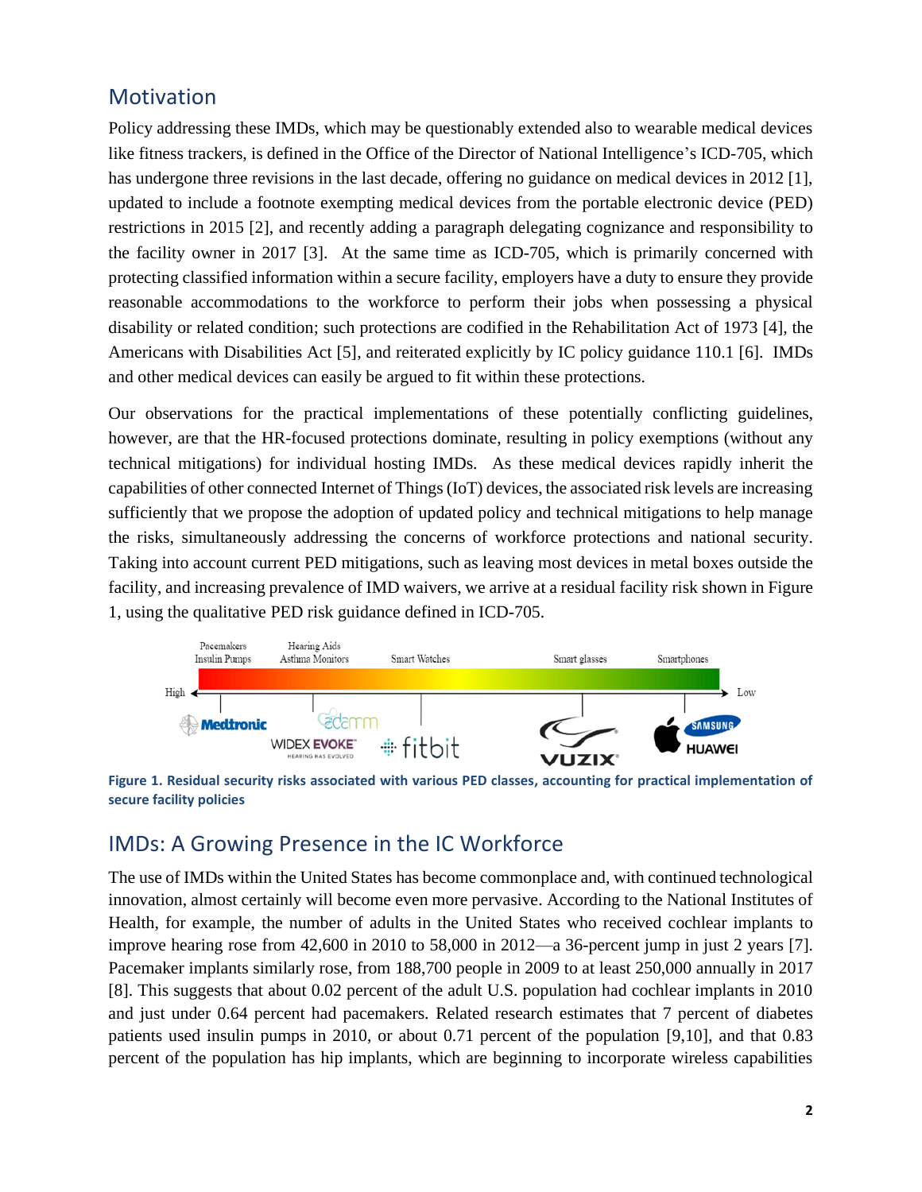## Motivation

Policy addressing these IMDs, which may be questionably extended also to wearable medical devices like fitness trackers, is defined in the Office of the Director of National Intelligence's ICD-705, which has undergone three revisions in the last decade, offering no guidance on medical devices in 2012 [1], updated to include a footnote exempting medical devices from the portable electronic device (PED) restrictions in 2015 [2], and recently adding a paragraph delegating cognizance and responsibility to the facility owner in 2017 [3]. At the same time as ICD-705, which is primarily concerned with protecting classified information within a secure facility, employers have a duty to ensure they provide reasonable accommodations to the workforce to perform their jobs when possessing a physical disability or related condition; such protections are codified in the Rehabilitation Act of 1973 [4], the Americans with Disabilities Act [5], and reiterated explicitly by IC policy guidance 110.1 [6]. IMDs and other medical devices can easily be argued to fit within these protections.

Our observations for the practical implementations of these potentially conflicting guidelines, however, are that the HR-focused protections dominate, resulting in policy exemptions (without any technical mitigations) for individual hosting IMDs. As these medical devices rapidly inherit the capabilities of other connected Internet of Things (IoT) devices, the associated risk levels are increasing sufficiently that we propose the adoption of updated policy and technical mitigations to help manage the risks, simultaneously addressing the concerns of workforce protections and national security. Taking into account current PED mitigations, such as leaving most devices in metal boxes outside the facility, and increasing prevalence of IMD waivers, we arrive at a residual facility risk shown in Figure 1, using the qualitative PED risk guidance defined in ICD-705.

**Figure 1. Residual security risks associated with various PED classes, accounting for practical implementation of secure facility policies**

## IMDs: A Growing Presence in the IC Workforce

The use of IMDs within the United States has become commonplace and, with continued technological innovation, almost certainly will become even more pervasive. According to the National Institutes of Health, for example, the number of adults in the United States who received cochlear implants to improve hearing rose from 42,600 in 2010 to 58,000 in 2012—a 36-percent jump in just 2 years [7]. Pacemaker implants similarly rose, from 188,700 people in 2009 to at least 250,000 annually in 2017 [8]. This suggests that about 0.02 percent of the adult U.S. population had cochlear implants in 2010 and just under 0.64 percent had pacemakers. Related research estimates that 7 percent of diabetes patients used insulin pumps in 2010, or about 0.71 percent of the population [9,10], and that 0.83 percent of the population has hip implants, which are beginning to incorporate wireless capabilities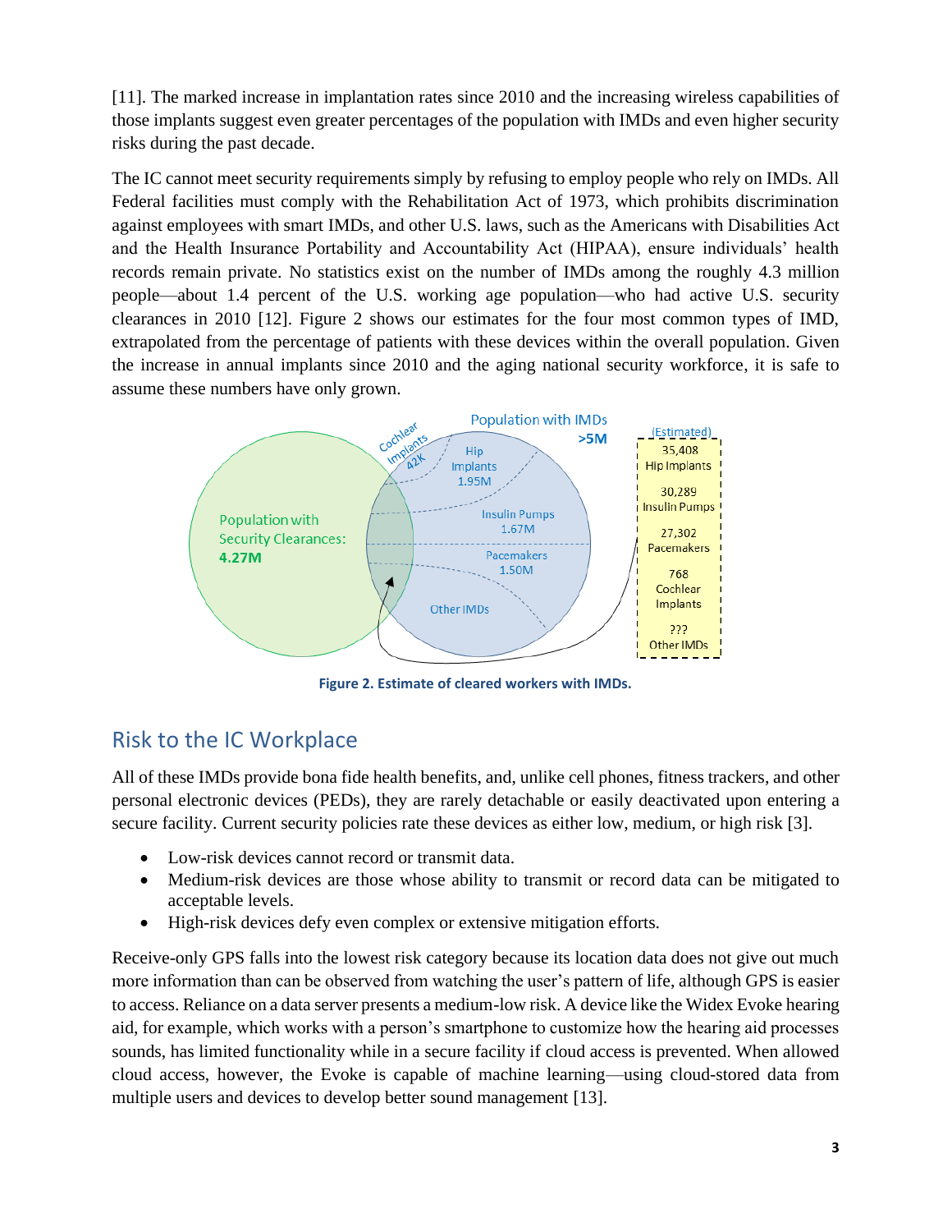[11]. The marked increase in implantation rates since 2010 and the increasing wireless capabilities of those implants suggest even greater percentages of the population with IMDs and even higher security risks during the past decade.

The IC cannot meet security requirements simply by refusing to employ people who rely on IMDs. All Federal facilities must comply with the Rehabilitation Act of 1973, which prohibits discrimination against employees with smart IMDs, and other U.S. laws, such as the Americans with Disabilities Act and the Health Insurance Portability and Accountability Act (HIPAA), ensure individuals' health records remain private. No statistics exist on the number of IMDs among the roughly 4.3 million people—about 1.4 percent of the U.S. working age population—who had active U.S. security clearances in 2010 [12]. Figure 2 shows our estimates for the four most common types of IMD, extrapolated from the percentage of patients with these devices within the overall population. Given the increase in annual implants since 2010 and the aging national security workforce, it is safe to assume these numbers have only grown.

Population with IMDs >5M

Population with Security Clearances: **4.27M**

Cochlear Implants 42K

Hip Implants 1.95M

Insulin Pumps 1.67M

Pacemakers 1.50M

Other IMDs

(Estimated)

35,408 Hip Implants

30,289 Insulin Pumps

27,302 Pacemakers

768 Cochlear Implants

??? Other IMDs

**Figure 2. Estimate of cleared workers with IMDs.**

## Risk to the IC Workplace

All of these IMDs provide bona fide health benefits, and, unlike cell phones, fitness trackers, and other personal electronic devices (PEDs), they are rarely detachable or easily deactivated upon entering a secure facility. Current security policies rate these devices as either low, medium, or high risk [3].

- Low-risk devices cannot record or transmit data.
- Medium-risk devices are those whose ability to transmit or record data can be mitigated to acceptable levels.
- High-risk devices defy even complex or extensive mitigation efforts.

Receive-only GPS falls into the lowest risk category because its location data does not give out much more information than can be observed from watching the user's pattern of life, although GPS is easier to access. Reliance on a data server presents a medium-low risk. A device like the Widex Evoke hearing aid, for example, which works with a person's smartphone to customize how the hearing aid processes sounds, has limited functionality while in a secure facility if cloud access is prevented. When allowed cloud access, however, the Evoke is capable of machine learning—using cloud-stored data from multiple users and devices to develop better sound management [13].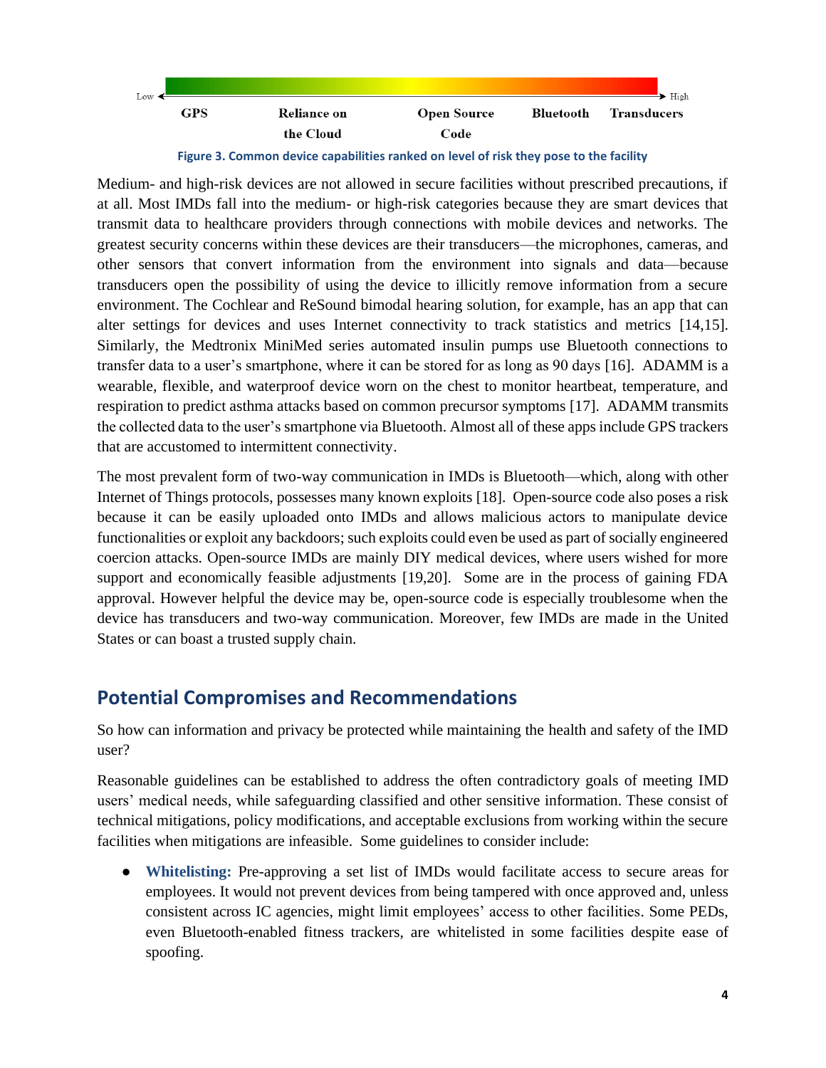Low ← → High

GPS | Reliance on the Cloud | Open Source Code | Bluetooth | Transducers

**Figure 3. Common device capabilities ranked on level of risk they pose to the facility**

Medium- and high-risk devices are not allowed in secure facilities without prescribed precautions, if at all. Most IMDs fall into the medium- or high-risk categories because they are smart devices that transmit data to healthcare providers through connections with mobile devices and networks. The greatest security concerns within these devices are their transducers—the microphones, cameras, and other sensors that convert information from the environment into signals and data—because transducers open the possibility of using the device to illicitly remove information from a secure environment. The Cochlear and ReSound bimodal hearing solution, for example, has an app that can alter settings for devices and uses Internet connectivity to track statistics and metrics [14,15]. Similarly, the Medtronix MiniMed series automated insulin pumps use Bluetooth connections to transfer data to a user's smartphone, where it can be stored for as long as 90 days [16]. ADAMM is a wearable, flexible, and waterproof device worn on the chest to monitor heartbeat, temperature, and respiration to predict asthma attacks based on common precursor symptoms [17]. ADAMM transmits the collected data to the user's smartphone via Bluetooth. Almost all of these apps include GPS trackers that are accustomed to intermittent connectivity.

The most prevalent form of two-way communication in IMDs is Bluetooth—which, along with other Internet of Things protocols, possesses many known exploits [18]. Open-source code also poses a risk because it can be easily uploaded onto IMDs and allows malicious actors to manipulate device functionalities or exploit any backdoors; such exploits could even be used as part of socially engineered coercion attacks. Open-source IMDs are mainly DIY medical devices, where users wished for more support and economically feasible adjustments [19,20]. Some are in the process of gaining FDA approval. However helpful the device may be, open-source code is especially troublesome when the device has transducers and two-way communication. Moreover, few IMDs are made in the United States or can boast a trusted supply chain.

## Potential Compromises and Recommendations

So how can information and privacy be protected while maintaining the health and safety of the IMD user?

Reasonable guidelines can be established to address the often contradictory goals of meeting IMD users' medical needs, while safeguarding classified and other sensitive information. These consist of technical mitigations, policy modifications, and acceptable exclusions from working within the secure facilities when mitigations are infeasible. Some guidelines to consider include:

- **Whitelisting:** Pre-approving a set list of IMDs would facilitate access to secure areas for employees. It would not prevent devices from being tampered with once approved and, unless consistent across IC agencies, might limit employees' access to other facilities. Some PEDs, even Bluetooth-enabled fitness trackers, are whitelisted in some facilities despite ease of spoofing.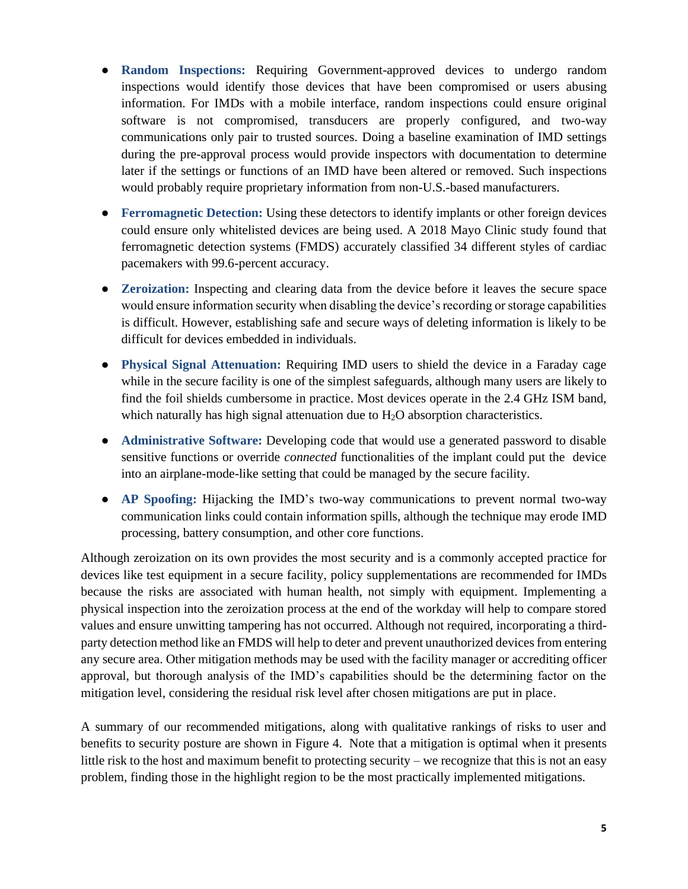- **Random Inspections:** Requiring Government-approved devices to undergo random inspections would identify those devices that have been compromised or users abusing information. For IMDs with a mobile interface, random inspections could ensure original software is not compromised, transducers are properly configured, and two-way communications only pair to trusted sources. Doing a baseline examination of IMD settings during the pre-approval process would provide inspectors with documentation to determine later if the settings or functions of an IMD have been altered or removed. Such inspections would probably require proprietary information from non-U.S.-based manufacturers.
- **Ferromagnetic Detection:** Using these detectors to identify implants or other foreign devices could ensure only whitelisted devices are being used. A 2018 Mayo Clinic study found that ferromagnetic detection systems (FMDS) accurately classified 34 different styles of cardiac pacemakers with 99.6-percent accuracy.
- **Zeroization:** Inspecting and clearing data from the device before it leaves the secure space would ensure information security when disabling the device's recording or storage capabilities is difficult. However, establishing safe and secure ways of deleting information is likely to be difficult for devices embedded in individuals.
- **Physical Signal Attenuation:** Requiring IMD users to shield the device in a Faraday cage while in the secure facility is one of the simplest safeguards, although many users are likely to find the foil shields cumbersome in practice. Most devices operate in the 2.4 GHz ISM band, which naturally has high signal attenuation due to $H_2O$ absorption characteristics.
- **Administrative Software:** Developing code that would use a generated password to disable sensitive functions or override *connected* functionalities of the implant could put the device into an airplane-mode-like setting that could be managed by the secure facility.
- **AP Spoofing:** Hijacking the IMD's two-way communications to prevent normal two-way communication links could contain information spills, although the technique may erode IMD processing, battery consumption, and other core functions.

Although zeroization on its own provides the most security and is a commonly accepted practice for devices like test equipment in a secure facility, policy supplementations are recommended for IMDs because the risks are associated with human health, not simply with equipment. Implementing a physical inspection into the zeroization process at the end of the workday will help to compare stored values and ensure unwitting tampering has not occurred. Although not required, incorporating a third-party detection method like an FMDS will help to deter and prevent unauthorized devices from entering any secure area. Other mitigation methods may be used with the facility manager or accrediting officer approval, but thorough analysis of the IMD's capabilities should be the determining factor on the mitigation level, considering the residual risk level after chosen mitigations are put in place.

A summary of our recommended mitigations, along with qualitative rankings of risks to user and benefits to security posture are shown in Figure 4. Note that a mitigation is optimal when it presents little risk to the host and maximum benefit to protecting security – we recognize that this is not an easy problem, finding those in the highlight region to be the most practically implemented mitigations.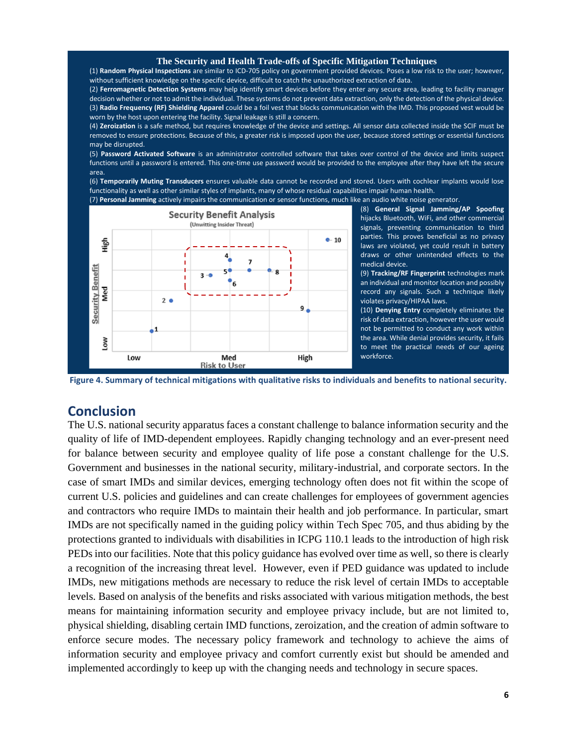**The Security and Health Trade-offs of Specific Mitigation Techniques**

(1) **Random Physical Inspections** are similar to ICD-705 policy on government provided devices. Poses a low risk to the user; however, without sufficient knowledge on the specific device, difficult to catch the unauthorized extraction of data.

(2) **Ferromagnetic Detection Systems** may help identify smart devices before they enter any secure area, leading to facility manager decision whether or not to admit the individual. These systems do not prevent data extraction, only the detection of the physical device.

(3) **Radio Frequency (RF) Shielding Apparel** could be a foil vest that blocks communication with the IMD. This proposed vest would be worn by the host upon entering the facility. Signal leakage is still a concern.

(4) **Zeroization** is a safe method, but requires knowledge of the device and settings. All sensor data collected inside the SCIF must be removed to ensure protections. Because of this, a greater risk is imposed upon the user, because stored settings or essential functions may be disrupted.

(5) **Password Activated Software** is an administrator controlled software that takes over control of the device and limits suspect functions until a password is entered. This one-time use password would be provided to the employee after they have left the secure area.

(6) **Temporarily Muting Transducers** ensures valuable data cannot be recorded and stored. Users with cochlear implants would lose functionality as well as other similar styles of implants, many of whose residual capabilities impair human health.

(7) **Personal Jamming** actively impairs the communication or sensor functions, much like an audio white noise generator.

(8) **General Signal Jamming/AP Spoofing** hijacks Bluetooth, WiFi, and other commercial signals, preventing communication to third parties. This proves beneficial as no privacy laws are violated, yet could result in battery draws or other unintended effects to the medical device.

(9) **Tracking/RF Fingerprint** technologies mark an individual and monitor location and possibly record any signals. Such a technique likely violates privacy/HIPAA laws.

(10) **Denying Entry** completely eliminates the risk of data extraction, however the user would not be permitted to conduct any work within the area. While denial provides security, it fails to meet the practical needs of our ageing workforce.

**Figure 4. Summary of technical mitigations with qualitative risks to individuals and benefits to national security.**

## Conclusion

The U.S. national security apparatus faces a constant challenge to balance information security and the quality of life of IMD-dependent employees. Rapidly changing technology and an ever-present need for balance between security and employee quality of life pose a constant challenge for the U.S. Government and businesses in the national security, military-industrial, and corporate sectors. In the case of smart IMDs and similar devices, emerging technology often does not fit within the scope of current U.S. policies and guidelines and can create challenges for employees of government agencies and contractors who require IMDs to maintain their health and job performance. In particular, smart IMDs are not specifically named in the guiding policy within Tech Spec 705, and thus abiding by the protections granted to individuals with disabilities in ICPG 110.1 leads to the introduction of high risk PEDs into our facilities. Note that this policy guidance has evolved over time as well, so there is clearly a recognition of the increasing threat level. However, even if PED guidance was updated to include IMDs, new mitigations methods are necessary to reduce the risk level of certain IMDs to acceptable levels. Based on analysis of the benefits and risks associated with various mitigation methods, the best means for maintaining information security and employee privacy include, but are not limited to, physical shielding, disabling certain IMD functions, zeroization, and the creation of admin software to enforce secure modes. The necessary policy framework and technology to achieve the aims of information security and employee privacy and comfort currently exist but should be amended and implemented accordingly to keep up with the changing needs and technology in secure spaces.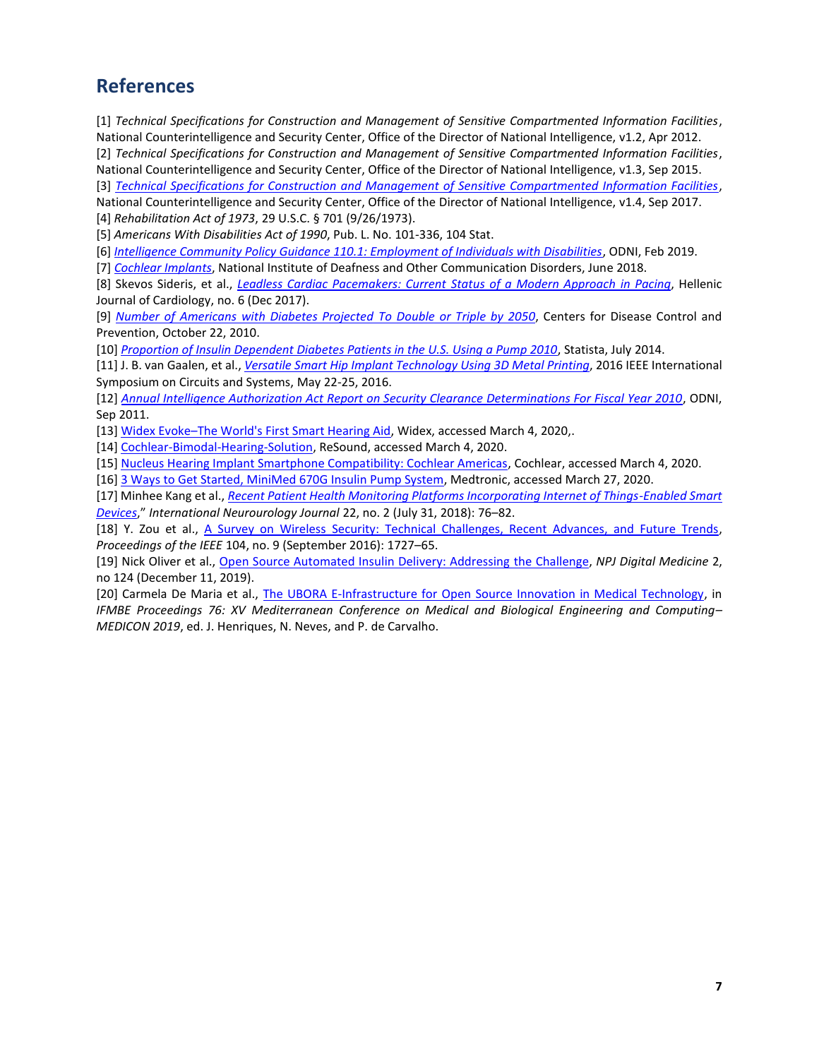# References

[1] *Technical Specifications for Construction and Management of Sensitive Compartmented Information Facilities*, National Counterintelligence and Security Center, Office of the Director of National Intelligence, v1.2, Apr 2012.

[2] *Technical Specifications for Construction and Management of Sensitive Compartmented Information Facilities*, National Counterintelligence and Security Center, Office of the Director of National Intelligence, v1.3, Sep 2015.

[3] *Technical Specifications for Construction and Management of Sensitive Compartmented Information Facilities*, National Counterintelligence and Security Center, Office of the Director of National Intelligence, v1.4, Sep 2017.

[4] *Rehabilitation Act of 1973*, 29 U.S.C. § 701 (9/26/1973).

[5] *Americans With Disabilities Act of 1990*, Pub. L. No. 101-336, 104 Stat.

[6] *Intelligence Community Policy Guidance 110.1: Employment of Individuals with Disabilities*, ODNI, Feb 2019.

[7] *Cochlear Implants*, National Institute of Deafness and Other Communication Disorders, June 2018.

[8] Skevos Sideris, et al., *Leadless Cardiac Pacemakers: Current Status of a Modern Approach in Pacing*, Hellenic Journal of Cardiology, no. 6 (Dec 2017).

[9] *Number of Americans with Diabetes Projected To Double or Triple by 2050*, Centers for Disease Control and Prevention, October 22, 2010.

[10] *Proportion of Insulin Dependent Diabetes Patients in the U.S. Using a Pump 2010*, Statista, July 2014.

[11] J. B. van Gaalen, et al., *Versatile Smart Hip Implant Technology Using 3D Metal Printing*, 2016 IEEE International Symposium on Circuits and Systems, May 22-25, 2016.

[12] *Annual Intelligence Authorization Act Report on Security Clearance Determinations For Fiscal Year 2010*, ODNI, Sep 2011.

[13] Widex Evoke–The World's First Smart Hearing Aid, Widex, accessed March 4, 2020,.

[14] Cochlear-Bimodal-Hearing-Solution, ReSound, accessed March 4, 2020.

[15] Nucleus Hearing Implant Smartphone Compatibility: Cochlear Americas, Cochlear, accessed March 4, 2020.

[16] 3 Ways to Get Started, MiniMed 670G Insulin Pump System, Medtronic, accessed March 27, 2020.

[17] Minhee Kang et al., *Recent Patient Health Monitoring Platforms Incorporating Internet of Things-Enabled Smart Devices*," *International Neurourology Journal* 22, no. 2 (July 31, 2018): 76–82.

[18] Y. Zou et al., A Survey on Wireless Security: Technical Challenges, Recent Advances, and Future Trends, *Proceedings of the IEEE* 104, no. 9 (September 2016): 1727–65.

[19] Nick Oliver et al., Open Source Automated Insulin Delivery: Addressing the Challenge, *NPJ Digital Medicine* 2, no 124 (December 11, 2019).

[20] Carmela De Maria et al., The UBORA E-Infrastructure for Open Source Innovation in Medical Technology, in *IFMBE Proceedings 76: XV Mediterranean Conference on Medical and Biological Engineering and Computing–MEDICON 2019*, ed. J. Henriques, N. Neves, and P. de Carvalho.